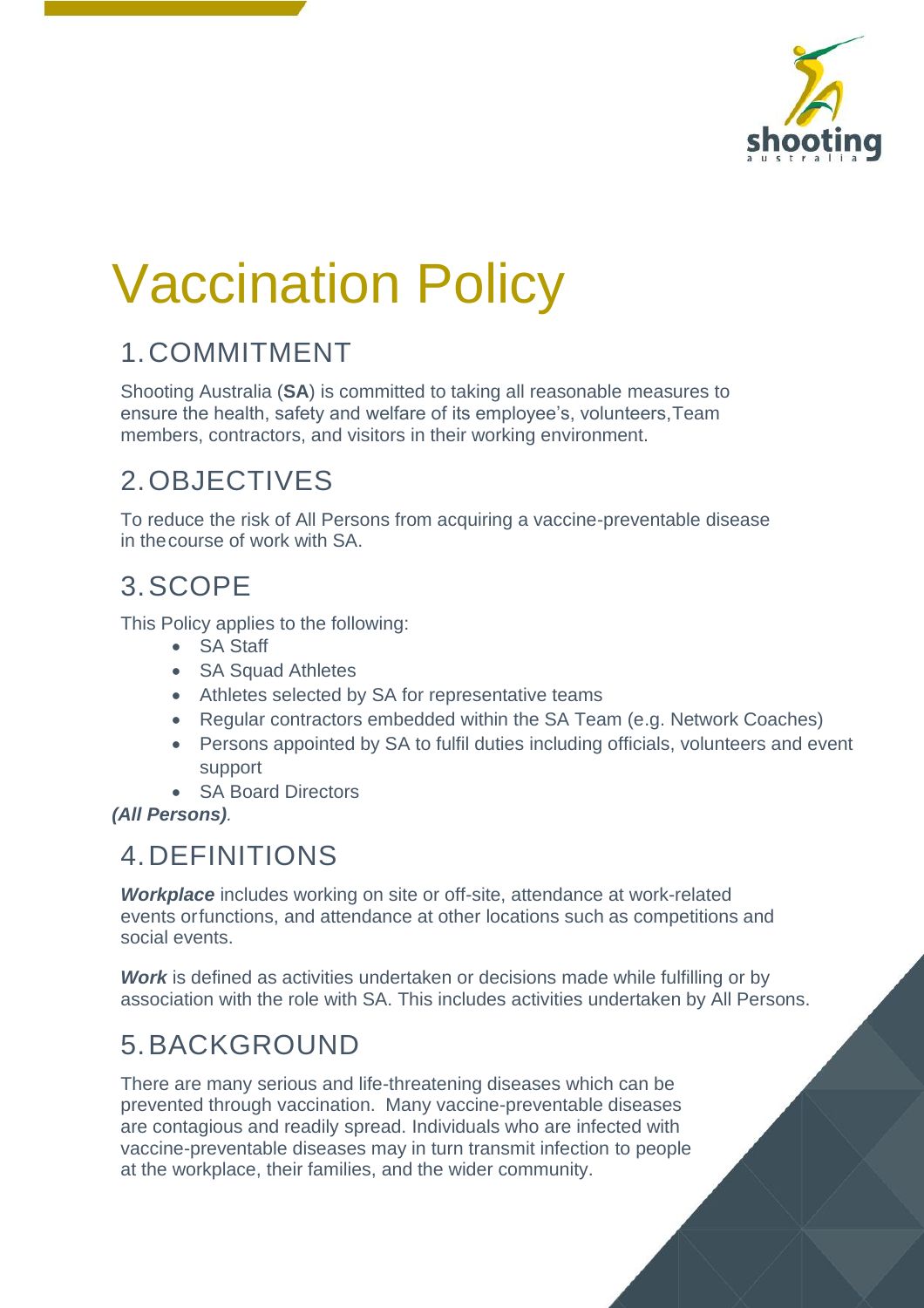# Vaccination Policy

## 1. COMMITMENT

Shooting Australia (**SA**) is committed to taking all reasonable measures to ensure the health, safety and welfare of its employee's, volunteers, Team members, contractors, and visitors in their working environment.

## 2. OBJECTIVES

To reduce the risk of All Persons from acquiring a vaccine-preventable disease in the course of work with SA.

## 3. SCOPE

This Policy applies to the following:

- SA Staff
- SA Squad Athletes
- Athletes selected by SA for representative teams
- Regular contractors embedded within the SA Team (e.g. Network Coaches)
- Persons appointed by SA to fulfil duties including officials, volunteers and event support
- SA Board Directors

***(All Persons)***.

## 4. DEFINITIONS

***Workplace*** includes working on site or off-site, attendance at work-related events or functions, and attendance at other locations such as competitions and social events.

***Work*** is defined as activities undertaken or decisions made while fulfilling or by association with the role with SA. This includes activities undertaken by All Persons.

## 5. BACKGROUND

There are many serious and life-threatening diseases which can be prevented through vaccination. Many vaccine-preventable diseases are contagious and readily spread. Individuals who are infected with vaccine-preventable diseases may in turn transmit infection to people at the workplace, their families, and the wider community.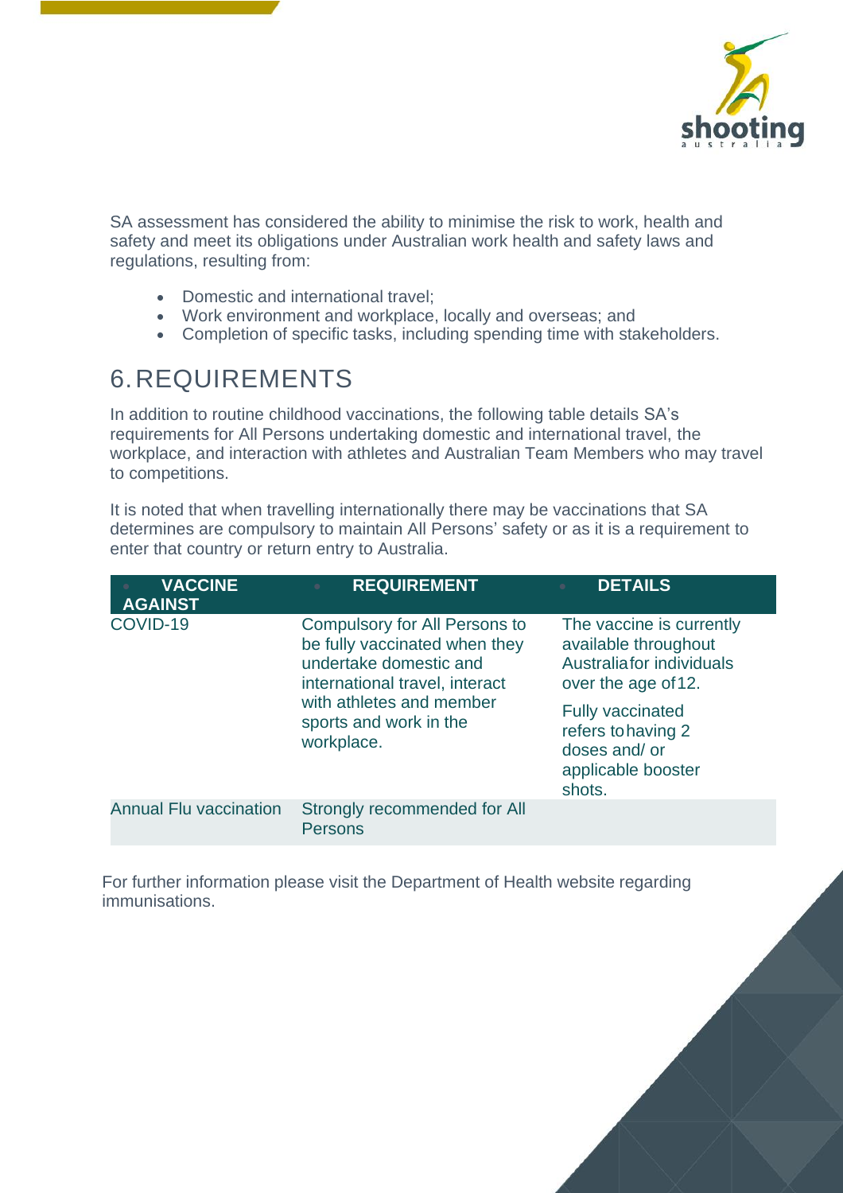SA assessment has considered the ability to minimise the risk to work, health and safety and meet its obligations under Australian work health and safety laws and regulations, resulting from:

- Domestic and international travel;
- Work environment and workplace, locally and overseas; and
- Completion of specific tasks, including spending time with stakeholders.

## 6. REQUIREMENTS

In addition to routine childhood vaccinations, the following table details SA's requirements for All Persons undertaking domestic and international travel, the workplace, and interaction with athletes and Australian Team Members who may travel to competitions.

It is noted that when travelling internationally there may be vaccinations that SA determines are compulsory to maintain All Persons' safety or as it is a requirement to enter that country or return entry to Australia.

| VACCINE AGAINST | REQUIREMENT | DETAILS |
|---|---|---|
| COVID-19 | Compulsory for All Persons to be fully vaccinated when they undertake domestic and international travel, interact with athletes and member sports and work in the workplace. | The vaccine is currently available throughout Australia for individuals over the age of 12.<br><br>Fully vaccinated refers to having 2 doses and/ or applicable booster shots. |
| Annual Flu vaccination | Strongly recommended for All Persons | |

For further information please visit the Department of Health website regarding immunisations.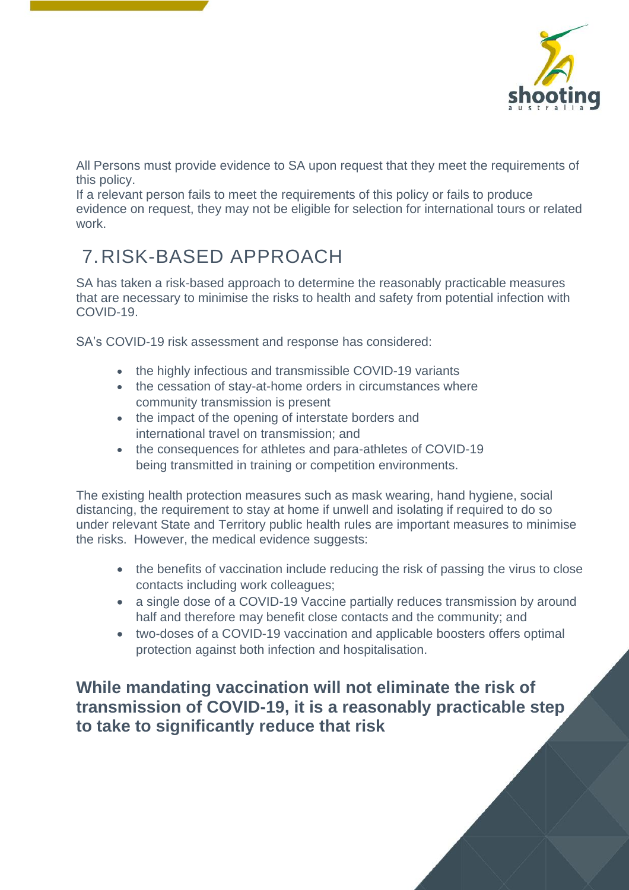All Persons must provide evidence to SA upon request that they meet the requirements of this policy.
If a relevant person fails to meet the requirements of this policy or fails to produce evidence on request, they may not be eligible for selection for international tours or related work.

## 7. RISK-BASED APPROACH

SA has taken a risk-based approach to determine the reasonably practicable measures that are necessary to minimise the risks to health and safety from potential infection with COVID-19.

SA's COVID-19 risk assessment and response has considered:

- the highly infectious and transmissible COVID-19 variants
- the cessation of stay-at-home orders in circumstances where community transmission is present
- the impact of the opening of interstate borders and international travel on transmission; and
- the consequences for athletes and para-athletes of COVID-19 being transmitted in training or competition environments.

The existing health protection measures such as mask wearing, hand hygiene, social distancing, the requirement to stay at home if unwell and isolating if required to do so under relevant State and Territory public health rules are important measures to minimise the risks. However, the medical evidence suggests:

- the benefits of vaccination include reducing the risk of passing the virus to close contacts including work colleagues;
- a single dose of a COVID-19 Vaccine partially reduces transmission by around half and therefore may benefit close contacts and the community; and
- two-doses of a COVID-19 vaccination and applicable boosters offers optimal protection against both infection and hospitalisation.

**While mandating vaccination will not eliminate the risk of transmission of COVID-19, it is a reasonably practicable step to take to significantly reduce that risk**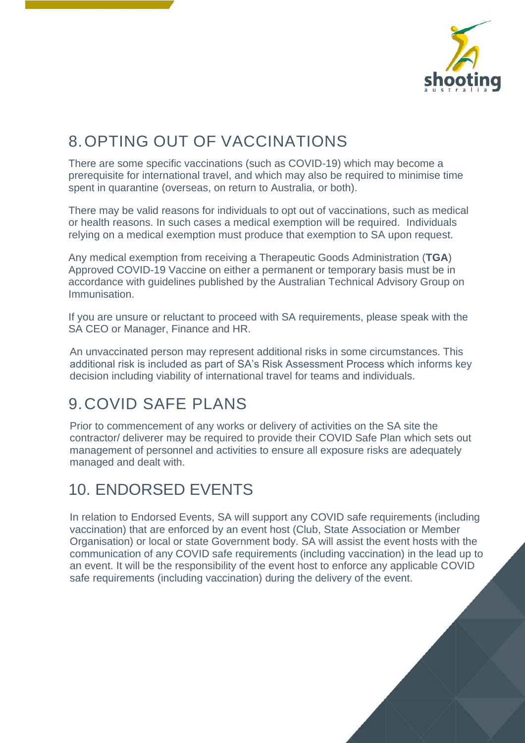## 8. OPTING OUT OF VACCINATIONS

There are some specific vaccinations (such as COVID-19) which may become a prerequisite for international travel, and which may also be required to minimise time spent in quarantine (overseas, on return to Australia, or both).

There may be valid reasons for individuals to opt out of vaccinations, such as medical or health reasons. In such cases a medical exemption will be required. Individuals relying on a medical exemption must produce that exemption to SA upon request.

Any medical exemption from receiving a Therapeutic Goods Administration (**TGA**) Approved COVID-19 Vaccine on either a permanent or temporary basis must be in accordance with guidelines published by the Australian Technical Advisory Group on Immunisation.

If you are unsure or reluctant to proceed with SA requirements, please speak with the SA CEO or Manager, Finance and HR.

An unvaccinated person may represent additional risks in some circumstances. This additional risk is included as part of SA's Risk Assessment Process which informs key decision including viability of international travel for teams and individuals.

## 9. COVID SAFE PLANS

Prior to commencement of any works or delivery of activities on the SA site the contractor/ deliverer may be required to provide their COVID Safe Plan which sets out management of personnel and activities to ensure all exposure risks are adequately managed and dealt with.

## 10. ENDORSED EVENTS

In relation to Endorsed Events, SA will support any COVID safe requirements (including vaccination) that are enforced by an event host (Club, State Association or Member Organisation) or local or state Government body. SA will assist the event hosts with the communication of any COVID safe requirements (including vaccination) in the lead up to an event. It will be the responsibility of the event host to enforce any applicable COVID safe requirements (including vaccination) during the delivery of the event.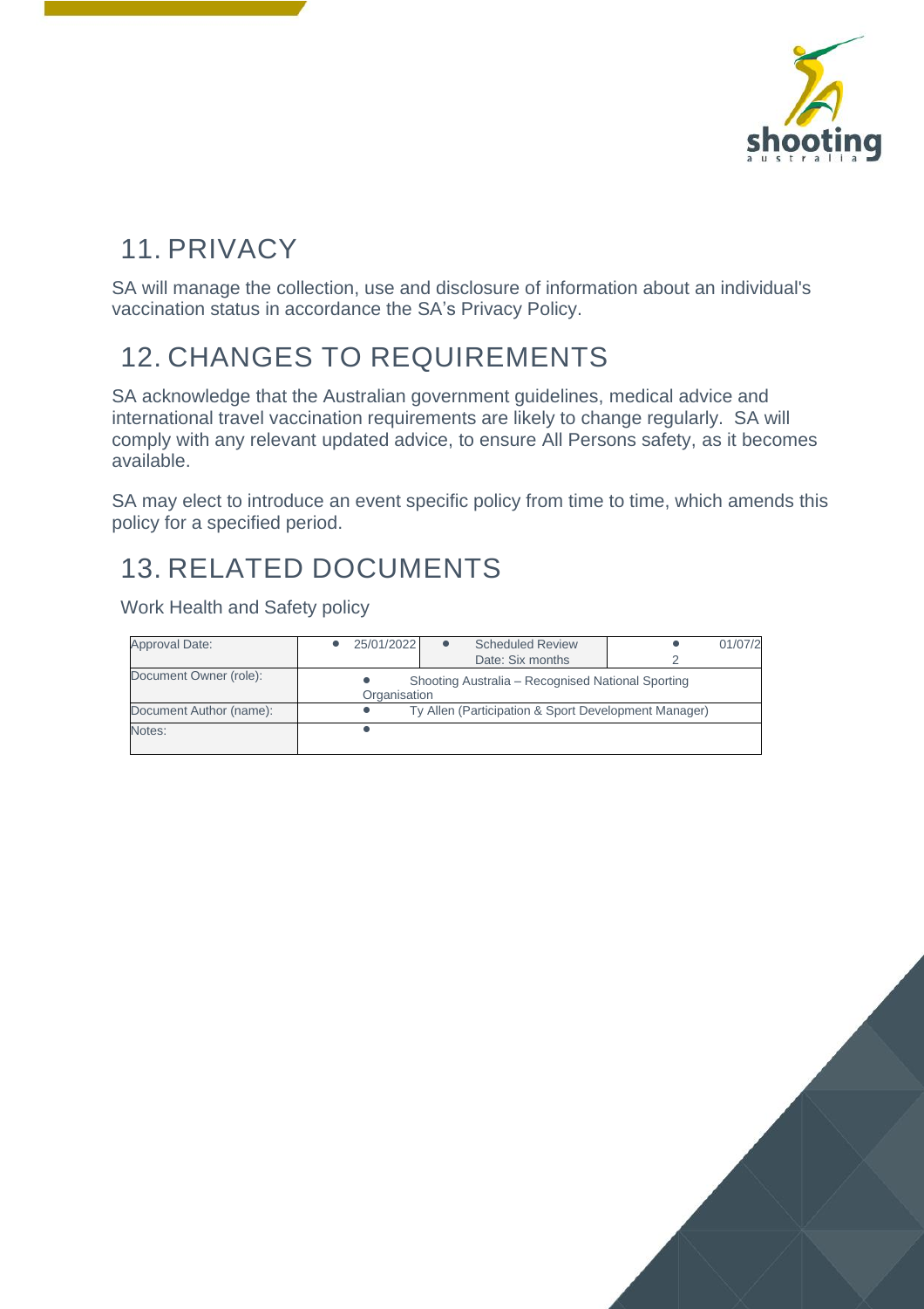## 11. PRIVACY

SA will manage the collection, use and disclosure of information about an individual's vaccination status in accordance the SA's Privacy Policy.

## 12. CHANGES TO REQUIREMENTS

SA acknowledge that the Australian government guidelines, medical advice and international travel vaccination requirements are likely to change regularly. SA will comply with any relevant updated advice, to ensure All Persons safety, as it becomes available.

SA may elect to introduce an event specific policy from time to time, which amends this policy for a specified period.

## 13. RELATED DOCUMENTS

Work Health and Safety policy

| | | | |
|---|---|---|---|
| Approval Date: | 25/01/2022 | Scheduled Review Date: Six months | 01/07/22 |
| Document Owner (role): | Shooting Australia – Recognised National Sporting Organisation | | |
| Document Author (name): | Ty Allen (Participation & Sport Development Manager) | | |
| Notes: | | | |